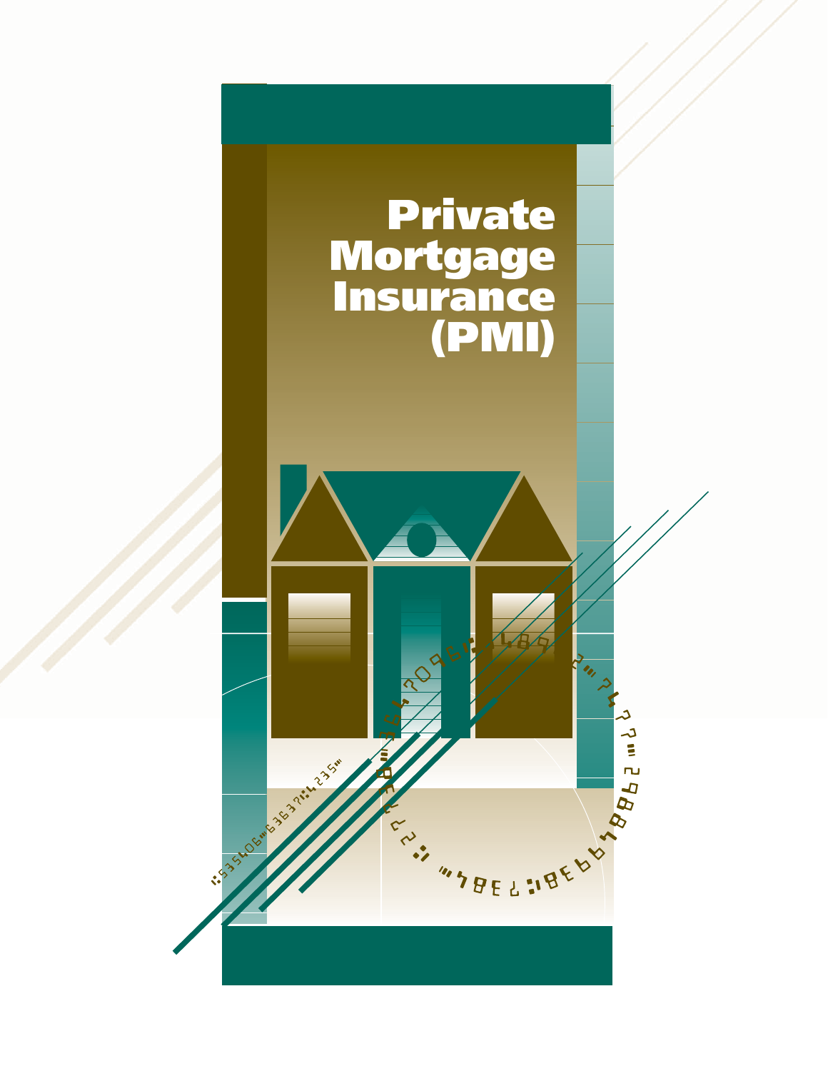# Private Mortgage Insurance (PMI)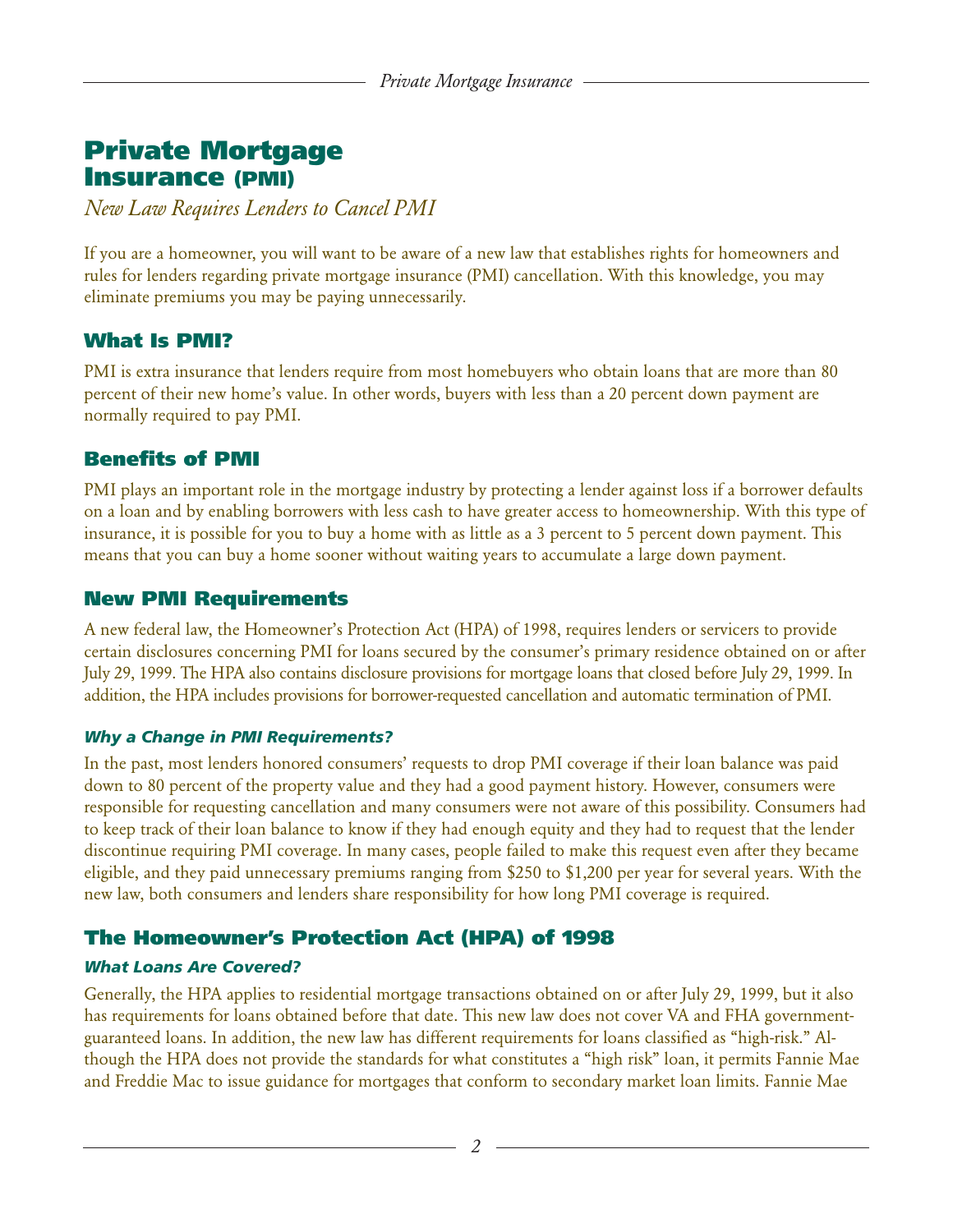# Private Mortgage Insurance (PMI)

*New Law Requires Lenders to Cancel PMI*

If you are a homeowner, you will want to be aware of a new law that establishes rights for homeowners and rules for lenders regarding private mortgage insurance (PMI) cancellation. With this knowledge, you may eliminate premiums you may be paying unnecessarily.

## What Is PMI?

PMI is extra insurance that lenders require from most homebuyers who obtain loans that are more than 80 percent of their new home's value. In other words, buyers with less than a 20 percent down payment are normally required to pay PMI.

## Benefits of PMI

PMI plays an important role in the mortgage industry by protecting a lender against loss if a borrower defaults on a loan and by enabling borrowers with less cash to have greater access to homeownership. With this type of insurance, it is possible for you to buy a home with as little as a 3 percent to 5 percent down payment. This means that you can buy a home sooner without waiting years to accumulate a large down payment.

## New PMI Requirements

A new federal law, the Homeowner's Protection Act (HPA) of 1998, requires lenders or servicers to provide certain disclosures concerning PMI for loans secured by the consumer's primary residence obtained on or after July 29, 1999. The HPA also contains disclosure provisions for mortgage loans that closed before July 29, 1999. In addition, the HPA includes provisions for borrower-requested cancellation and automatic termination of PMI.

### *Why a Change in PMI Requirements?*

In the past, most lenders honored consumers' requests to drop PMI coverage if their loan balance was paid down to 80 percent of the property value and they had a good payment history. However, consumers were responsible for requesting cancellation and many consumers were not aware of this possibility. Consumers had to keep track of their loan balance to know if they had enough equity and they had to request that the lender discontinue requiring PMI coverage. In many cases, people failed to make this request even after they became eligible, and they paid unnecessary premiums ranging from $250 to $1,200 per year for several years. With the new law, both consumers and lenders share responsibility for how long PMI coverage is required.

## The Homeowner's Protection Act (HPA) of 1998

### *What Loans Are Covered?*

Generally, the HPA applies to residential mortgage transactions obtained on or after July 29, 1999, but it also has requirements for loans obtained before that date. This new law does not cover VA and FHA government-guaranteed loans. In addition, the new law has different requirements for loans classified as "high-risk." Although the HPA does not provide the standards for what constitutes a "high risk" loan, it permits Fannie Mae and Freddie Mac to issue guidance for mortgages that conform to secondary market loan limits. Fannie Mae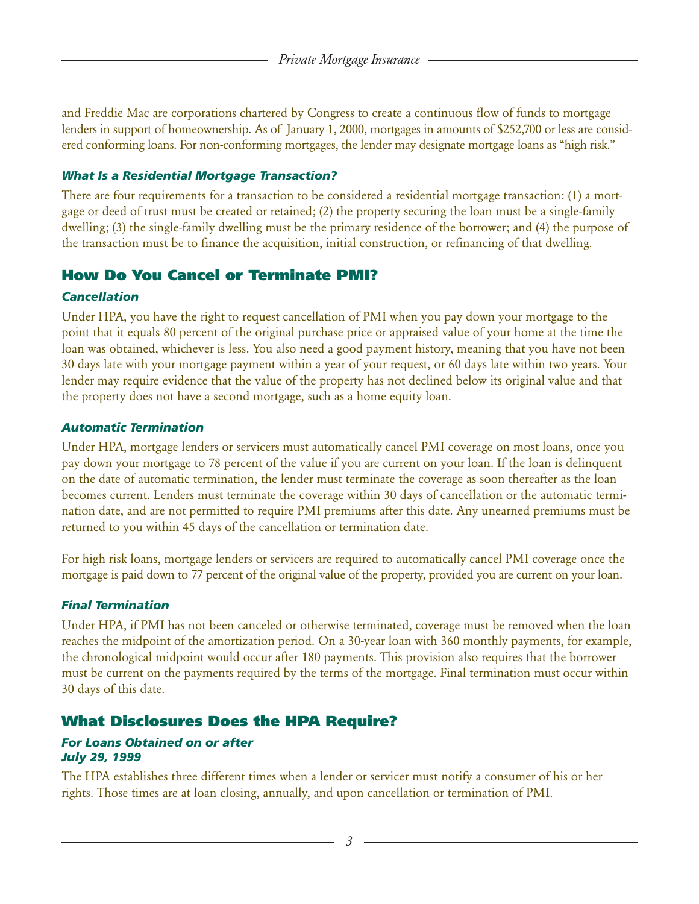and Freddie Mac are corporations chartered by Congress to create a continuous flow of funds to mortgage lenders in support of homeownership. As of January 1, 2000, mortgages in amounts of $252,700 or less are considered conforming loans. For non-conforming mortgages, the lender may designate mortgage loans as "high risk."

### *What Is a Residential Mortgage Transaction?*

There are four requirements for a transaction to be considered a residential mortgage transaction: (1) a mortgage or deed of trust must be created or retained; (2) the property securing the loan must be a single-family dwelling; (3) the single-family dwelling must be the primary residence of the borrower; and (4) the purpose of the transaction must be to finance the acquisition, initial construction, or refinancing of that dwelling.

## How Do You Cancel or Terminate PMI?

### *Cancellation*

Under HPA, you have the right to request cancellation of PMI when you pay down your mortgage to the point that it equals 80 percent of the original purchase price or appraised value of your home at the time the loan was obtained, whichever is less. You also need a good payment history, meaning that you have not been 30 days late with your mortgage payment within a year of your request, or 60 days late within two years. Your lender may require evidence that the value of the property has not declined below its original value and that the property does not have a second mortgage, such as a home equity loan.

### *Automatic Termination*

Under HPA, mortgage lenders or servicers must automatically cancel PMI coverage on most loans, once you pay down your mortgage to 78 percent of the value if you are current on your loan. If the loan is delinquent on the date of automatic termination, the lender must terminate the coverage as soon thereafter as the loan becomes current. Lenders must terminate the coverage within 30 days of cancellation or the automatic termination date, and are not permitted to require PMI premiums after this date. Any unearned premiums must be returned to you within 45 days of the cancellation or termination date.

For high risk loans, mortgage lenders or servicers are required to automatically cancel PMI coverage once the mortgage is paid down to 77 percent of the original value of the property, provided you are current on your loan.

### *Final Termination*

Under HPA, if PMI has not been canceled or otherwise terminated, coverage must be removed when the loan reaches the midpoint of the amortization period. On a 30-year loan with 360 monthly payments, for example, the chronological midpoint would occur after 180 payments. This provision also requires that the borrower must be current on the payments required by the terms of the mortgage. Final termination must occur within 30 days of this date.

## What Disclosures Does the HPA Require?

### *For Loans Obtained on or after July 29, 1999*

The HPA establishes three different times when a lender or servicer must notify a consumer of his or her rights. Those times are at loan closing, annually, and upon cancellation or termination of PMI.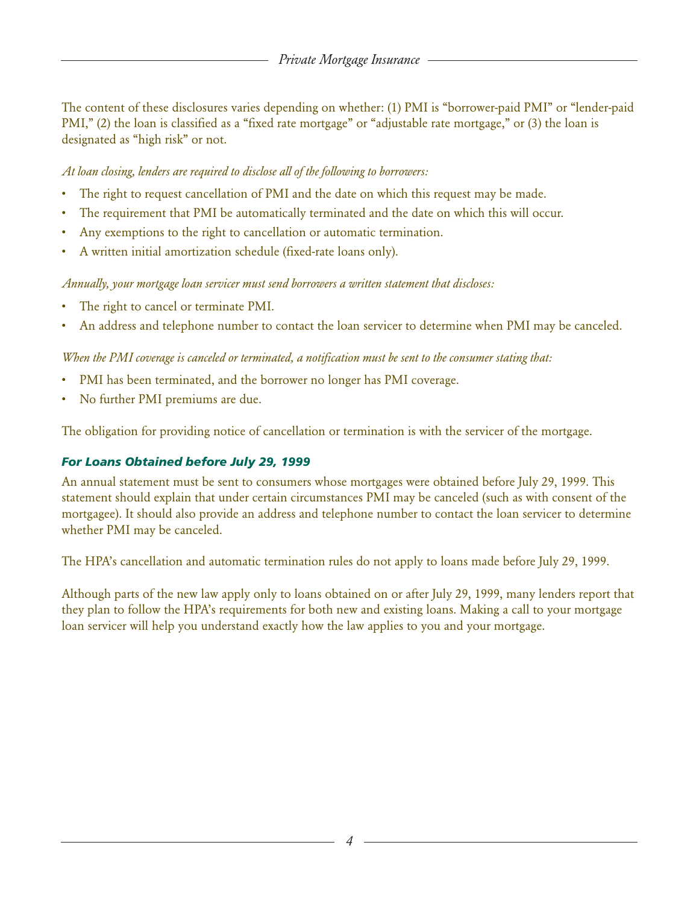The content of these disclosures varies depending on whether: (1) PMI is "borrower-paid PMI" or "lender-paid PMI," (2) the loan is classified as a "fixed rate mortgage" or "adjustable rate mortgage," or (3) the loan is designated as "high risk" or not.

*At loan closing, lenders are required to disclose all of the following to borrowers:*

- The right to request cancellation of PMI and the date on which this request may be made.
- The requirement that PMI be automatically terminated and the date on which this will occur.
- Any exemptions to the right to cancellation or automatic termination.
- A written initial amortization schedule (fixed-rate loans only).

*Annually, your mortgage loan servicer must send borrowers a written statement that discloses:*

- The right to cancel or terminate PMI.
- An address and telephone number to contact the loan servicer to determine when PMI may be canceled.

*When the PMI coverage is canceled or terminated, a notification must be sent to the consumer stating that:*

- PMI has been terminated, and the borrower no longer has PMI coverage.
- No further PMI premiums are due.

The obligation for providing notice of cancellation or termination is with the servicer of the mortgage.

### *For Loans Obtained before July 29, 1999*

An annual statement must be sent to consumers whose mortgages were obtained before July 29, 1999. This statement should explain that under certain circumstances PMI may be canceled (such as with consent of the mortgagee). It should also provide an address and telephone number to contact the loan servicer to determine whether PMI may be canceled.

The HPA's cancellation and automatic termination rules do not apply to loans made before July 29, 1999.

Although parts of the new law apply only to loans obtained on or after July 29, 1999, many lenders report that they plan to follow the HPA's requirements for both new and existing loans. Making a call to your mortgage loan servicer will help you understand exactly how the law applies to you and your mortgage.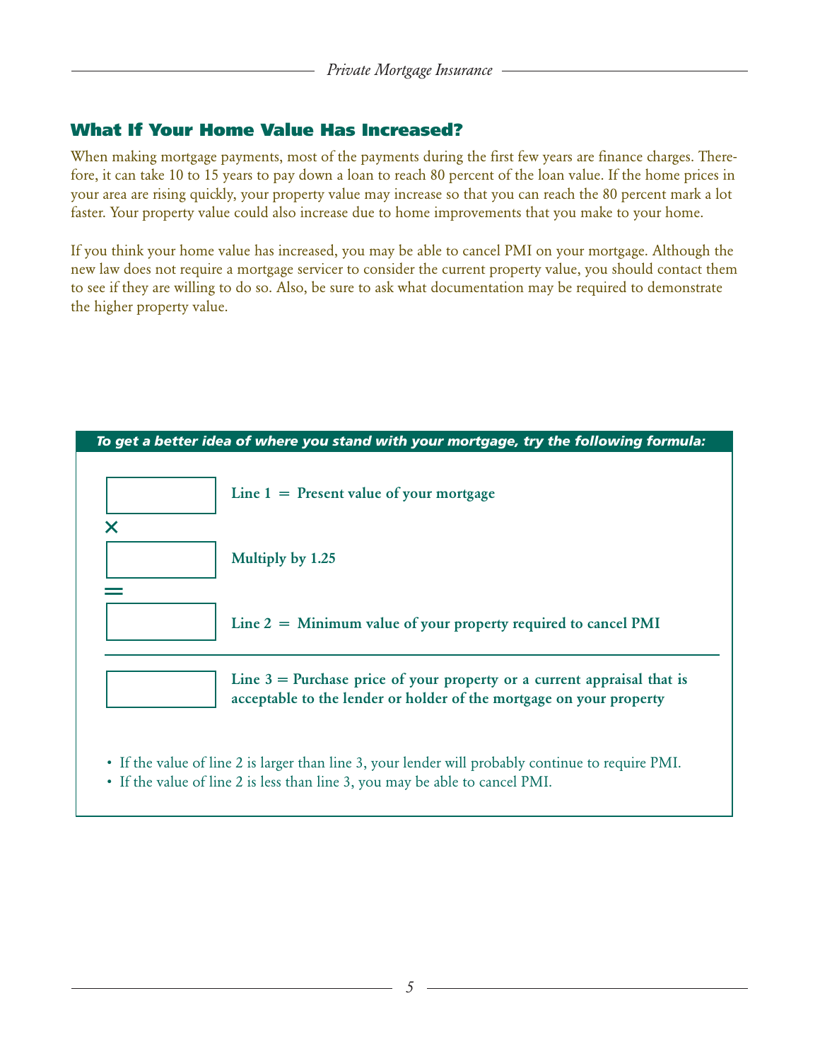## What If Your Home Value Has Increased?

When making mortgage payments, most of the payments during the first few years are finance charges. Therefore, it can take 10 to 15 years to pay down a loan to reach 80 percent of the loan value. If the home prices in your area are rising quickly, your property value may increase so that you can reach the 80 percent mark a lot faster. Your property value could also increase due to home improvements that you make to your home.

If you think your home value has increased, you may be able to cancel PMI on your mortgage. Although the new law does not require a mortgage servicer to consider the current property value, you should contact them to see if they are willing to do so. Also, be sure to ask what documentation may be required to demonstrate the higher property value.

***To get a better idea of where you stand with your mortgage, try the following formula:***

| | |
|---|---|
| ______ | **Line 1 = Present value of your mortgage** |
| × ______ | **Multiply by 1.25** |
| = ______ | **Line 2 = Minimum value of your property required to cancel PMI** |
| ______ | **Line 3 = Purchase price of your property or a current appraisal that is acceptable to the lender or holder of the mortgage on your property** |

- If the value of line 2 is larger than line 3, your lender will probably continue to require PMI.
- If the value of line 2 is less than line 3, you may be able to cancel PMI.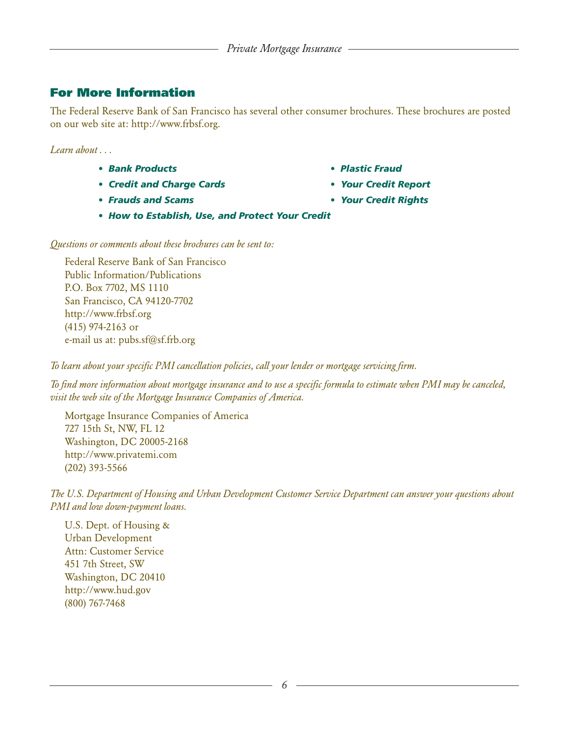## For More Information

The Federal Reserve Bank of San Francisco has several other consumer brochures. These brochures are posted on our web site at: http://www.frbsf.org.

*Learn about . . .*

- ***Bank Products***
- ***Credit and Charge Cards***
- ***Frauds and Scams***
- ***How to Establish, Use, and Protect Your Credit***
- ***Plastic Fraud***
- ***Your Credit Report***
- ***Your Credit Rights***

*Questions or comments about these brochures can be sent to:*

Federal Reserve Bank of San Francisco
Public Information/Publications
P.O. Box 7702, MS 1110
San Francisco, CA 94120-7702
http://www.frbsf.org
(415) 974-2163 or
e-mail us at: pubs.sf@sf.frb.org

*To learn about your specific PMI cancellation policies, call your lender or mortgage servicing firm.*

*To find more information about mortgage insurance and to use a specific formula to estimate when PMI may be canceled, visit the web site of the Mortgage Insurance Companies of America.*

Mortgage Insurance Companies of America
727 15th St, NW, FL 12
Washington, DC 20005-2168
http://www.privatemi.com
(202) 393-5566

*The U.S. Department of Housing and Urban Development Customer Service Department can answer your questions about PMI and low down-payment loans.*

U.S. Dept. of Housing &
Urban Development
Attn: Customer Service
451 7th Street, SW
Washington, DC 20410
http://www.hud.gov
(800) 767-7468